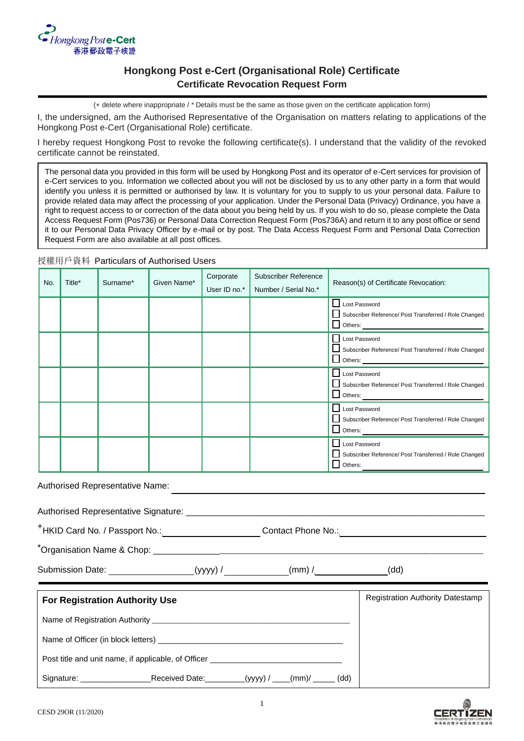Hongkong Post e-Cert
香港郵政電子核證

# Hongkong Post e-Cert (Organisational Role) Certificate

## Certificate Revocation Request Form

(+ delete where inappropriate / * Details must be the same as those given on the certificate application form)

I, the undersigned, am the Authorised Representative of the Organisation on matters relating to applications of the Hongkong Post e-Cert (Organisational Role) certificate.

I hereby request Hongkong Post to revoke the following certificate(s). I understand that the validity of the revoked certificate cannot be reinstated.

> The personal data you provided in this form will be used by Hongkong Post and its operator of e-Cert services for provision of e-Cert services to you. Information we collected about you will not be disclosed by us to any other party in a form that would identify you unless it is permitted or authorised by law. It is voluntary for you to supply to us your personal data. Failure to provide related data may affect the processing of your application. Under the Personal Data (Privacy) Ordinance, you have a right to request access to or correction of the data about you being held by us. If you wish to do so, please complete the Data Access Request Form (Pos736) or Personal Data Correction Request Form (Pos736A) and return it to any post office or send it to our Personal Data Privacy Officer by e-mail or by post. The Data Access Request Form and Personal Data Correction Request Form are also available at all post offices.

授權用戶資料 Particulars of Authorised Users

| No. | Title* | Surname* | Given Name* | Corporate User ID no.* | Subscriber Reference Number / Serial No.* | Reason(s) of Certificate Revocation: |
|---|---|---|---|---|---|---|
| | | | | | | ☐ Lost Password<br>☐ Subscriber Reference/ Post Transferred / Role Changed<br>☐ Others: ________ |
| | | | | | | ☐ Lost Password<br>☐ Subscriber Reference/ Post Transferred / Role Changed<br>☐ Others: ________ |
| | | | | | | ☐ Lost Password<br>☐ Subscriber Reference/ Post Transferred / Role Changed<br>☐ Others: ________ |
| | | | | | | ☐ Lost Password<br>☐ Subscriber Reference/ Post Transferred / Role Changed<br>☐ Others: ________ |
| | | | | | | ☐ Lost Password<br>☐ Subscriber Reference/ Post Transferred / Role Changed<br>☐ Others: ________ |

Authorised Representative Name: ________________________________

Authorised Representative Signature: ________________________________

+HKID Card No. / Passport No.: ________________ Contact Phone No.: ________________

*Organisation Name & Chop: ________________________________

Submission Date: ____________(yyyy) / __________(mm) / __________(dd)

| For Registration Authority Use | Registration Authority Datestamp |
|---|---|
| Name of Registration Authority ________________________________ | |
| Name of Officer (in block letters) ________________________________ | |
| Post title and unit name, if applicable, of Officer ________________________ | |
| Signature: ____________ Received Date: ________(yyyy) / ____(mm)/ _____ (dd) | |

CESD 29OR (11/2020)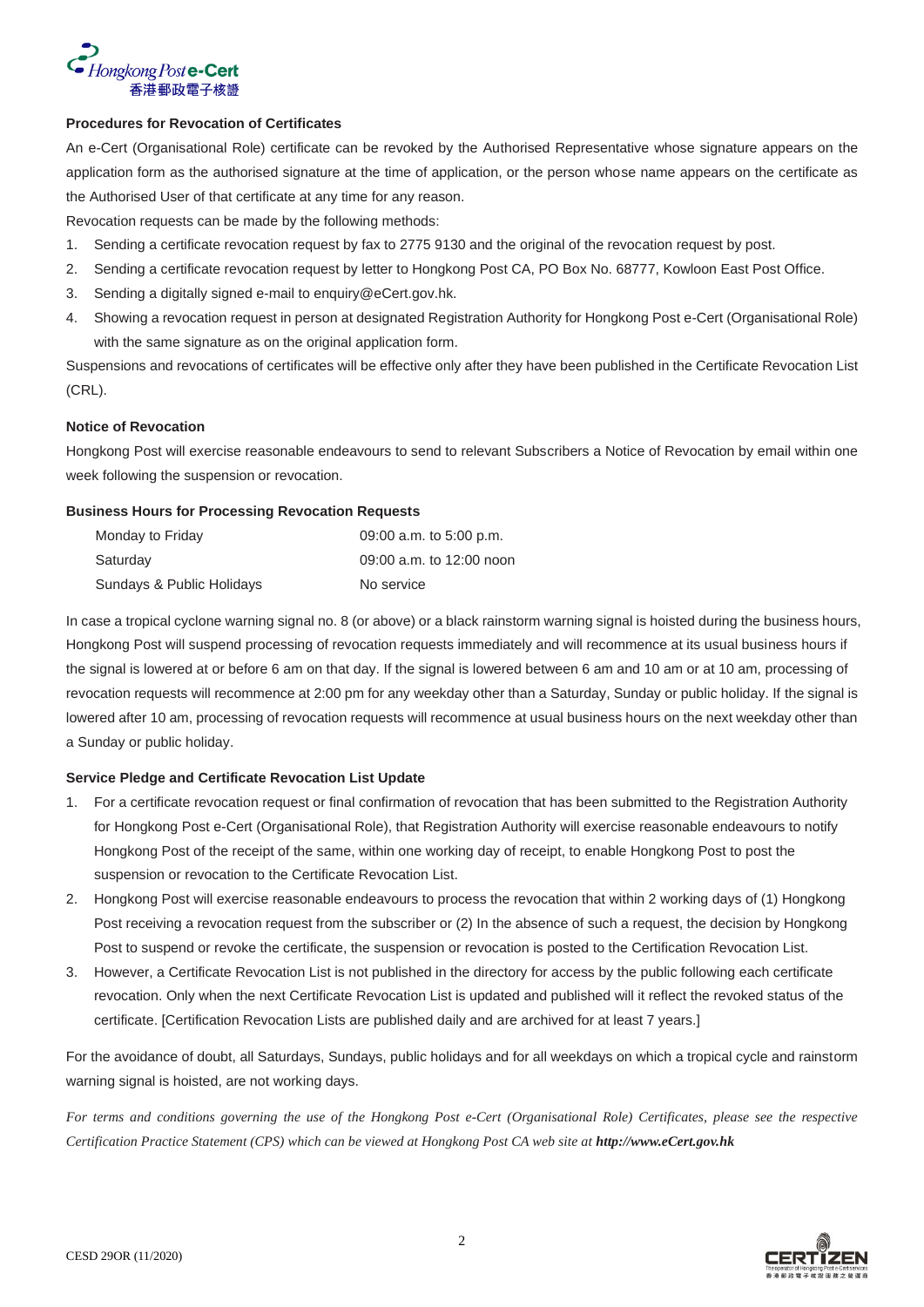### Procedures for Revocation of Certificates

An e-Cert (Organisational Role) certificate can be revoked by the Authorised Representative whose signature appears on the application form as the authorised signature at the time of application, or the person whose name appears on the certificate as the Authorised User of that certificate at any time for any reason.

Revocation requests can be made by the following methods:

1. Sending a certificate revocation request by fax to 2775 9130 and the original of the revocation request by post.
2. Sending a certificate revocation request by letter to Hongkong Post CA, PO Box No. 68777, Kowloon East Post Office.
3. Sending a digitally signed e-mail to enquiry@eCert.gov.hk.
4. Showing a revocation request in person at designated Registration Authority for Hongkong Post e-Cert (Organisational Role) with the same signature as on the original application form.

Suspensions and revocations of certificates will be effective only after they have been published in the Certificate Revocation List (CRL).

### Notice of Revocation

Hongkong Post will exercise reasonable endeavours to send to relevant Subscribers a Notice of Revocation by email within one week following the suspension or revocation.

### Business Hours for Processing Revocation Requests

| | |
|---|---|
| Monday to Friday | 09:00 a.m. to 5:00 p.m. |
| Saturday | 09:00 a.m. to 12:00 noon |
| Sundays & Public Holidays | No service |

In case a tropical cyclone warning signal no. 8 (or above) or a black rainstorm warning signal is hoisted during the business hours, Hongkong Post will suspend processing of revocation requests immediately and will recommence at its usual business hours if the signal is lowered at or before 6 am on that day. If the signal is lowered between 6 am and 10 am or at 10 am, processing of revocation requests will recommence at 2:00 pm for any weekday other than a Saturday, Sunday or public holiday. If the signal is lowered after 10 am, processing of revocation requests will recommence at usual business hours on the next weekday other than a Sunday or public holiday.

### Service Pledge and Certificate Revocation List Update

1. For a certificate revocation request or final confirmation of revocation that has been submitted to the Registration Authority for Hongkong Post e-Cert (Organisational Role), that Registration Authority will exercise reasonable endeavours to notify Hongkong Post of the receipt of the same, within one working day of receipt, to enable Hongkong Post to post the suspension or revocation to the Certificate Revocation List.
2. Hongkong Post will exercise reasonable endeavours to process the revocation that within 2 working days of (1) Hongkong Post receiving a revocation request from the subscriber or (2) In the absence of such a request, the decision by Hongkong Post to suspend or revoke the certificate, the suspension or revocation is posted to the Certification Revocation List.
3. However, a Certificate Revocation List is not published in the directory for access by the public following each certificate revocation. Only when the next Certificate Revocation List is updated and published will it reflect the revoked status of the certificate. [Certification Revocation Lists are published daily and are archived for at least 7 years.]

For the avoidance of doubt, all Saturdays, Sundays, public holidays and for all weekdays on which a tropical cycle and rainstorm warning signal is hoisted, are not working days.

*For terms and conditions governing the use of the Hongkong Post e-Cert (Organisational Role) Certificates, please see the respective Certification Practice Statement (CPS) which can be viewed at Hongkong Post CA web site at **http://www.eCert.gov.hk***

CESD 29OR (11/2020)